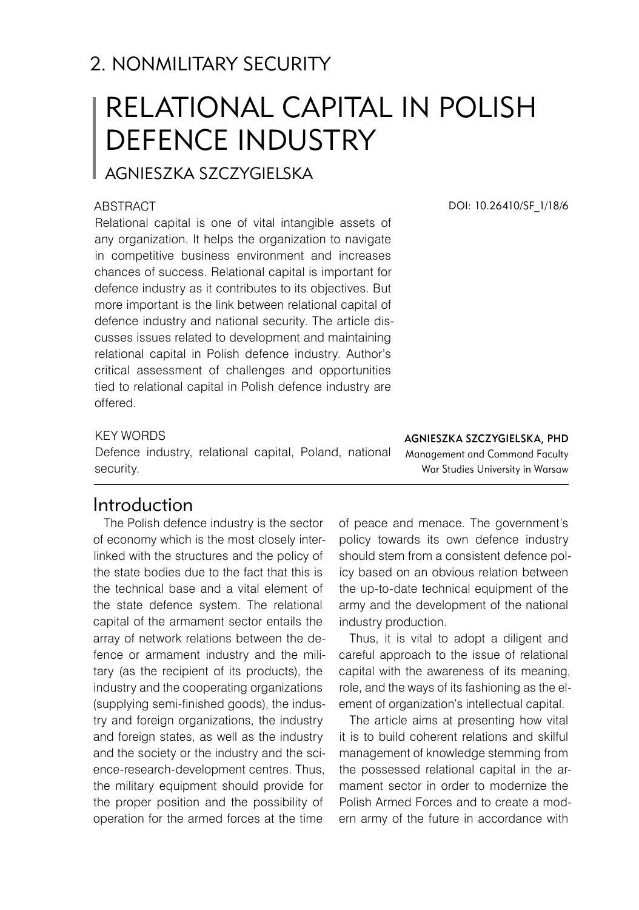## 2. NONMILITARY SECURITY

# RELATIONAL CAPITAL IN POLISH DEFENCE INDUSTRY

AGNIESZKA SZCZYGIELSKA

DOI: 10.26410/SF_1/18/6

ABSTRACT

Relational capital is one of vital intangible assets of any organization. It helps the organization to navigate in competitive business environment and increases chances of success. Relational capital is important for defence industry as it contributes to its objectives. But more important is the link between relational capital of defence industry and national security. The article discusses issues related to development and maintaining relational capital in Polish defence industry. Author's critical assessment of challenges and opportunities tied to relational capital in Polish defence industry are offered.

KEY WORDS

Defence industry, relational capital, Poland, national security.

**AGNIESZKA SZCZYGIELSKA, PHD**
Management and Command Faculty
War Studies University in Warsaw

## Introduction

The Polish defence industry is the sector of economy which is the most closely interlinked with the structures and the policy of the state bodies due to the fact that this is the technical base and a vital element of the state defence system. The relational capital of the armament sector entails the array of network relations between the defence or armament industry and the military (as the recipient of its products), the industry and the cooperating organizations (supplying semi-finished goods), the industry and foreign organizations, the industry and foreign states, as well as the industry and the society or the industry and the science-research-development centres. Thus, the military equipment should provide for the proper position and the possibility of operation for the armed forces at the time of peace and menace. The government's policy towards its own defence industry should stem from a consistent defence policy based on an obvious relation between the up-to-date technical equipment of the army and the development of the national industry production.

Thus, it is vital to adopt a diligent and careful approach to the issue of relational capital with the awareness of its meaning, role, and the ways of its fashioning as the element of organization's intellectual capital.

The article aims at presenting how vital it is to build coherent relations and skilful management of knowledge stemming from the possessed relational capital in the armament sector in order to modernize the Polish Armed Forces and to create a modern army of the future in accordance with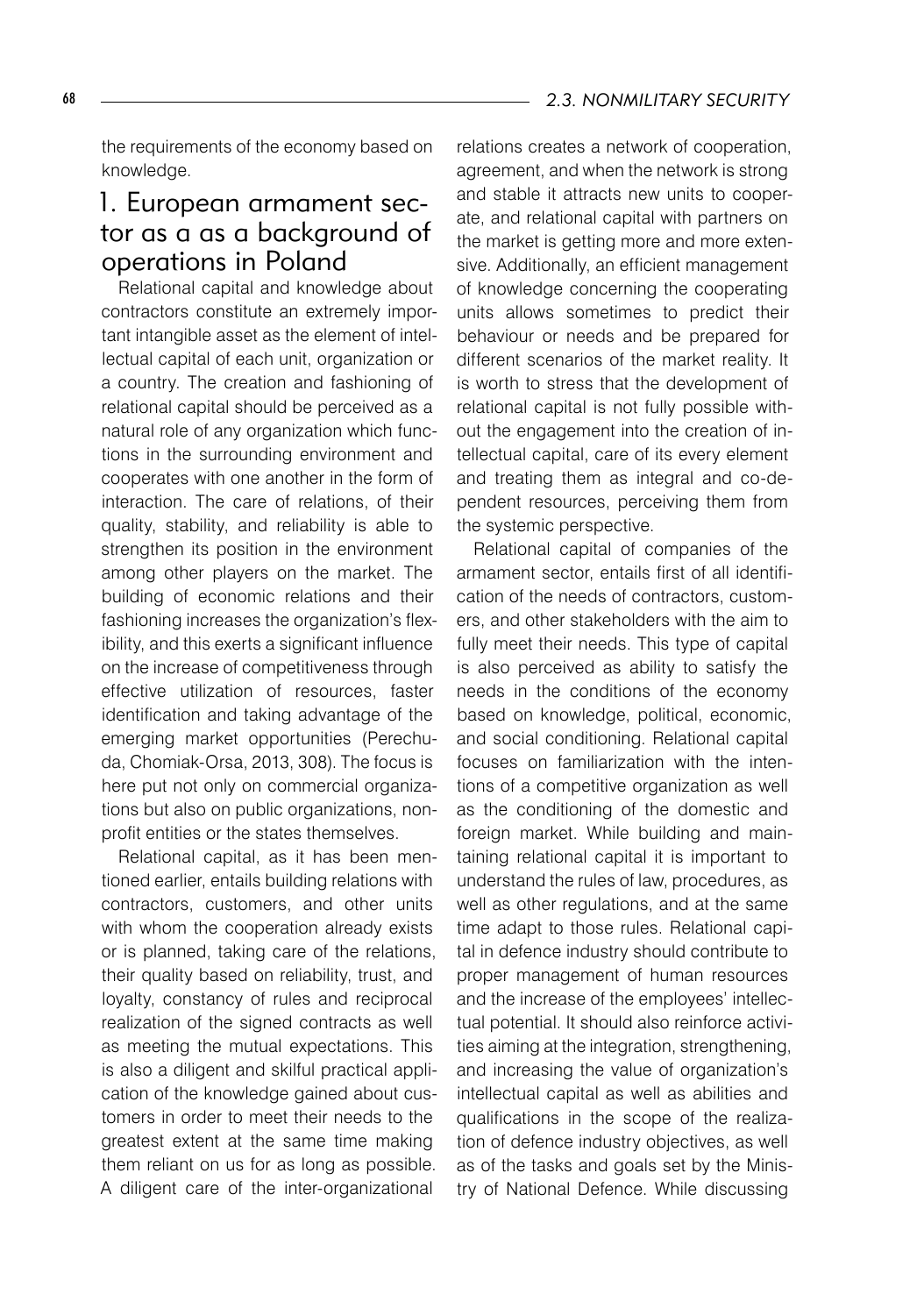the requirements of the economy based on knowledge.

## 1. European armament sector as a as a background of operations in Poland

Relational capital and knowledge about contractors constitute an extremely important intangible asset as the element of intellectual capital of each unit, organization or a country. The creation and fashioning of relational capital should be perceived as a natural role of any organization which functions in the surrounding environment and cooperates with one another in the form of interaction. The care of relations, of their quality, stability, and reliability is able to strengthen its position in the environment among other players on the market. The building of economic relations and their fashioning increases the organization's flexibility, and this exerts a significant influence on the increase of competitiveness through effective utilization of resources, faster identification and taking advantage of the emerging market opportunities (Perechuda, Chomiak-Orsa, 2013, 308). The focus is here put not only on commercial organizations but also on public organizations, nonprofit entities or the states themselves.

Relational capital, as it has been mentioned earlier, entails building relations with contractors, customers, and other units with whom the cooperation already exists or is planned, taking care of the relations, their quality based on reliability, trust, and loyalty, constancy of rules and reciprocal realization of the signed contracts as well as meeting the mutual expectations. This is also a diligent and skilful practical application of the knowledge gained about customers in order to meet their needs to the greatest extent at the same time making them reliant on us for as long as possible. A diligent care of the inter-organizational relations creates a network of cooperation, agreement, and when the network is strong and stable it attracts new units to cooperate, and relational capital with partners on the market is getting more and more extensive. Additionally, an efficient management of knowledge concerning the cooperating units allows sometimes to predict their behaviour or needs and be prepared for different scenarios of the market reality. It is worth to stress that the development of relational capital is not fully possible without the engagement into the creation of intellectual capital, care of its every element and treating them as integral and co-dependent resources, perceiving them from the systemic perspective.

Relational capital of companies of the armament sector, entails first of all identification of the needs of contractors, customers, and other stakeholders with the aim to fully meet their needs. This type of capital is also perceived as ability to satisfy the needs in the conditions of the economy based on knowledge, political, economic, and social conditioning. Relational capital focuses on familiarization with the intentions of a competitive organization as well as the conditioning of the domestic and foreign market. While building and maintaining relational capital it is important to understand the rules of law, procedures, as well as other regulations, and at the same time adapt to those rules. Relational capital in defence industry should contribute to proper management of human resources and the increase of the employees' intellectual potential. It should also reinforce activities aiming at the integration, strengthening, and increasing the value of organization's intellectual capital as well as abilities and qualifications in the scope of the realization of defence industry objectives, as well as of the tasks and goals set by the Ministry of National Defence. While discussing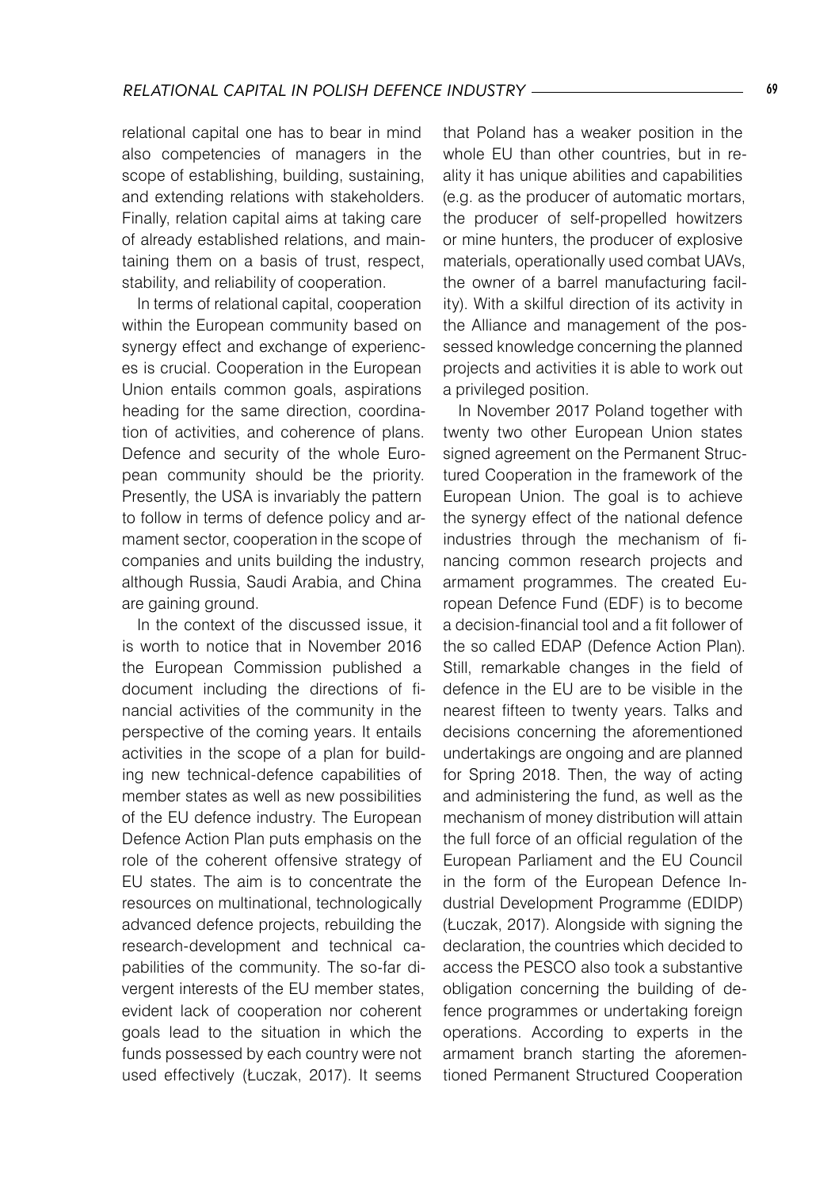relational capital one has to bear in mind also competencies of managers in the scope of establishing, building, sustaining, and extending relations with stakeholders. Finally, relation capital aims at taking care of already established relations, and maintaining them on a basis of trust, respect, stability, and reliability of cooperation.

In terms of relational capital, cooperation within the European community based on synergy effect and exchange of experiences is crucial. Cooperation in the European Union entails common goals, aspirations heading for the same direction, coordination of activities, and coherence of plans. Defence and security of the whole European community should be the priority. Presently, the USA is invariably the pattern to follow in terms of defence policy and armament sector, cooperation in the scope of companies and units building the industry, although Russia, Saudi Arabia, and China are gaining ground.

In the context of the discussed issue, it is worth to notice that in November 2016 the European Commission published a document including the directions of financial activities of the community in the perspective of the coming years. It entails activities in the scope of a plan for building new technical-defence capabilities of member states as well as new possibilities of the EU defence industry. The European Defence Action Plan puts emphasis on the role of the coherent offensive strategy of EU states. The aim is to concentrate the resources on multinational, technologically advanced defence projects, rebuilding the research-development and technical capabilities of the community. The so-far divergent interests of the EU member states, evident lack of cooperation nor coherent goals lead to the situation in which the funds possessed by each country were not used effectively (Łuczak, 2017). It seems that Poland has a weaker position in the whole EU than other countries, but in reality it has unique abilities and capabilities (e.g. as the producer of automatic mortars, the producer of self-propelled howitzers or mine hunters, the producer of explosive materials, operationally used combat UAVs, the owner of a barrel manufacturing facility). With a skilful direction of its activity in the Alliance and management of the possessed knowledge concerning the planned projects and activities it is able to work out a privileged position.

In November 2017 Poland together with twenty two other European Union states signed agreement on the Permanent Structured Cooperation in the framework of the European Union. The goal is to achieve the synergy effect of the national defence industries through the mechanism of financing common research projects and armament programmes. The created European Defence Fund (EDF) is to become a decision-financial tool and a fit follower of the so called EDAP (Defence Action Plan). Still, remarkable changes in the field of defence in the EU are to be visible in the nearest fifteen to twenty years. Talks and decisions concerning the aforementioned undertakings are ongoing and are planned for Spring 2018. Then, the way of acting and administering the fund, as well as the mechanism of money distribution will attain the full force of an official regulation of the European Parliament and the EU Council in the form of the European Defence Industrial Development Programme (EDIDP) (Łuczak, 2017). Alongside with signing the declaration, the countries which decided to access the PESCO also took a substantive obligation concerning the building of defence programmes or undertaking foreign operations. According to experts in the armament branch starting the aforementioned Permanent Structured Cooperation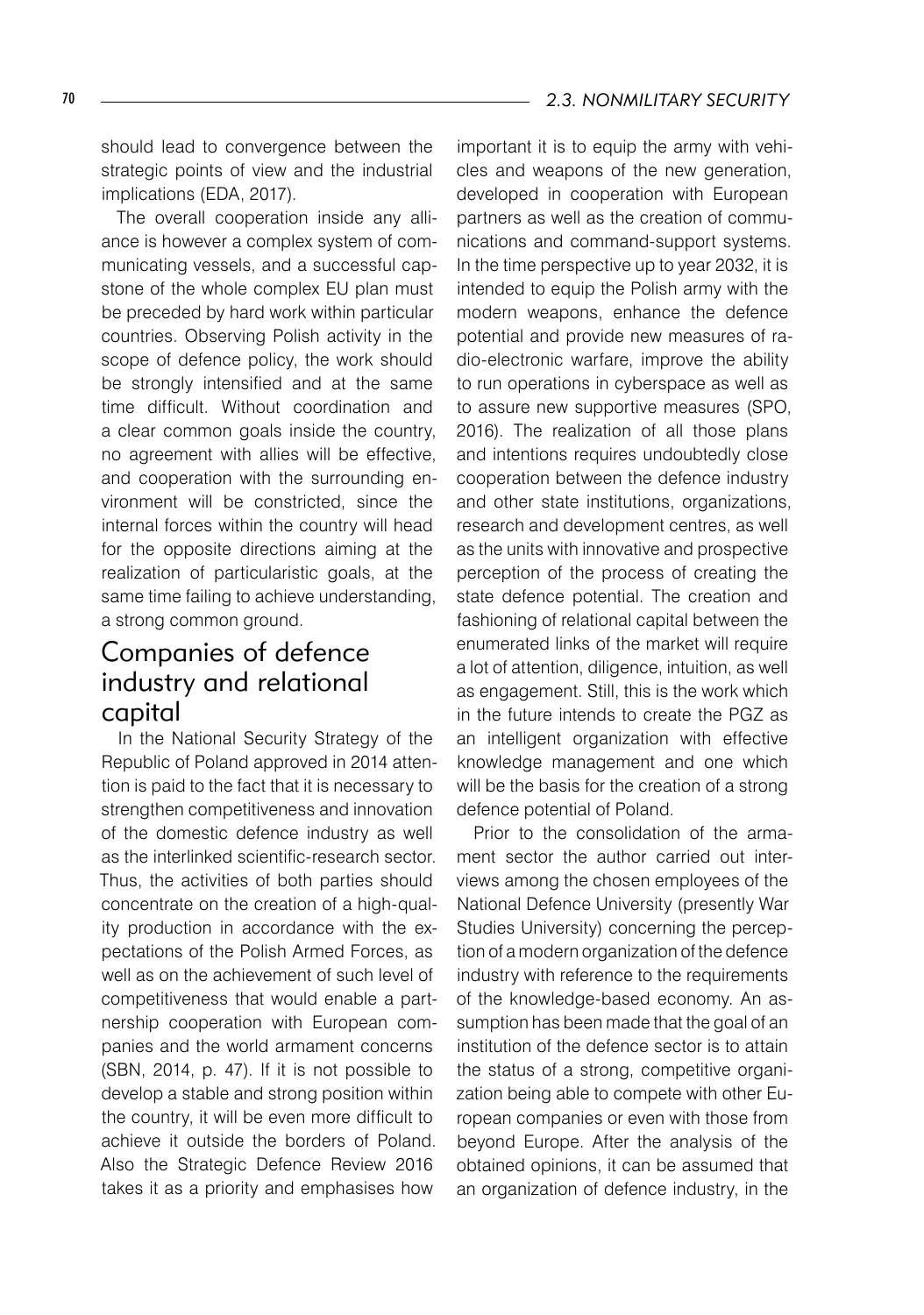should lead to convergence between the strategic points of view and the industrial implications (EDA, 2017).

The overall cooperation inside any alliance is however a complex system of communicating vessels, and a successful capstone of the whole complex EU plan must be preceded by hard work within particular countries. Observing Polish activity in the scope of defence policy, the work should be strongly intensified and at the same time difficult. Without coordination and a clear common goals inside the country, no agreement with allies will be effective, and cooperation with the surrounding environment will be constricted, since the internal forces within the country will head for the opposite directions aiming at the realization of particularistic goals, at the same time failing to achieve understanding, a strong common ground.

## Companies of defence industry and relational capital

In the National Security Strategy of the Republic of Poland approved in 2014 attention is paid to the fact that it is necessary to strengthen competitiveness and innovation of the domestic defence industry as well as the interlinked scientific-research sector. Thus, the activities of both parties should concentrate on the creation of a high-quality production in accordance with the expectations of the Polish Armed Forces, as well as on the achievement of such level of competitiveness that would enable a partnership cooperation with European companies and the world armament concerns (SBN, 2014, p. 47). If it is not possible to develop a stable and strong position within the country, it will be even more difficult to achieve it outside the borders of Poland. Also the Strategic Defence Review 2016 takes it as a priority and emphasises how important it is to equip the army with vehicles and weapons of the new generation, developed in cooperation with European partners as well as the creation of communications and command-support systems. In the time perspective up to year 2032, it is intended to equip the Polish army with the modern weapons, enhance the defence potential and provide new measures of radio-electronic warfare, improve the ability to run operations in cyberspace as well as to assure new supportive measures (SPO, 2016). The realization of all those plans and intentions requires undoubtedly close cooperation between the defence industry and other state institutions, organizations, research and development centres, as well as the units with innovative and prospective perception of the process of creating the state defence potential. The creation and fashioning of relational capital between the enumerated links of the market will require a lot of attention, diligence, intuition, as well as engagement. Still, this is the work which in the future intends to create the PGZ as an intelligent organization with effective knowledge management and one which will be the basis for the creation of a strong defence potential of Poland.

Prior to the consolidation of the armament sector the author carried out interviews among the chosen employees of the National Defence University (presently War Studies University) concerning the perception of a modern organization of the defence industry with reference to the requirements of the knowledge-based economy. An assumption has been made that the goal of an institution of the defence sector is to attain the status of a strong, competitive organization being able to compete with other European companies or even with those from beyond Europe. After the analysis of the obtained opinions, it can be assumed that an organization of defence industry, in the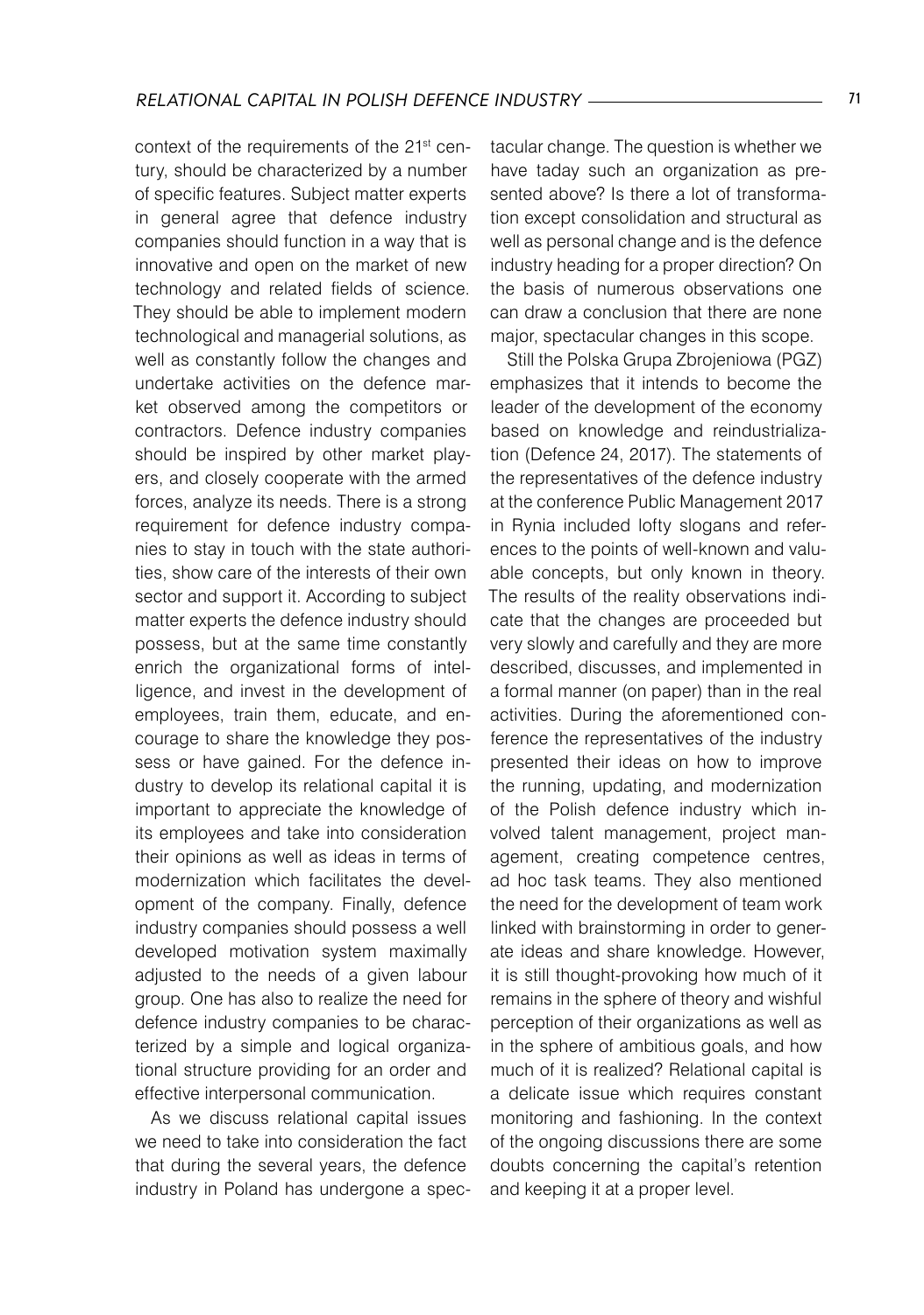context of the requirements of the 21st century, should be characterized by a number of specific features. Subject matter experts in general agree that defence industry companies should function in a way that is innovative and open on the market of new technology and related fields of science. They should be able to implement modern technological and managerial solutions, as well as constantly follow the changes and undertake activities on the defence market observed among the competitors or contractors. Defence industry companies should be inspired by other market players, and closely cooperate with the armed forces, analyze its needs. There is a strong requirement for defence industry companies to stay in touch with the state authorities, show care of the interests of their own sector and support it. According to subject matter experts the defence industry should possess, but at the same time constantly enrich the organizational forms of intelligence, and invest in the development of employees, train them, educate, and encourage to share the knowledge they possess or have gained. For the defence industry to develop its relational capital it is important to appreciate the knowledge of its employees and take into consideration their opinions as well as ideas in terms of modernization which facilitates the development of the company. Finally, defence industry companies should possess a well developed motivation system maximally adjusted to the needs of a given labour group. One has also to realize the need for defence industry companies to be characterized by a simple and logical organizational structure providing for an order and effective interpersonal communication.

As we discuss relational capital issues we need to take into consideration the fact that during the several years, the defence industry in Poland has undergone a spectacular change. The question is whether we have taday such an organization as presented above? Is there a lot of transformation except consolidation and structural as well as personal change and is the defence industry heading for a proper direction? On the basis of numerous observations one can draw a conclusion that there are none major, spectacular changes in this scope.

Still the Polska Grupa Zbrojeniowa (PGZ) emphasizes that it intends to become the leader of the development of the economy based on knowledge and reindustrialization (Defence 24, 2017). The statements of the representatives of the defence industry at the conference Public Management 2017 in Rynia included lofty slogans and references to the points of well-known and valuable concepts, but only known in theory. The results of the reality observations indicate that the changes are proceeded but very slowly and carefully and they are more described, discusses, and implemented in a formal manner (on paper) than in the real activities. During the aforementioned conference the representatives of the industry presented their ideas on how to improve the running, updating, and modernization of the Polish defence industry which involved talent management, project management, creating competence centres, ad hoc task teams. They also mentioned the need for the development of team work linked with brainstorming in order to generate ideas and share knowledge. However, it is still thought-provoking how much of it remains in the sphere of theory and wishful perception of their organizations as well as in the sphere of ambitious goals, and how much of it is realized? Relational capital is a delicate issue which requires constant monitoring and fashioning. In the context of the ongoing discussions there are some doubts concerning the capital's retention and keeping it at a proper level.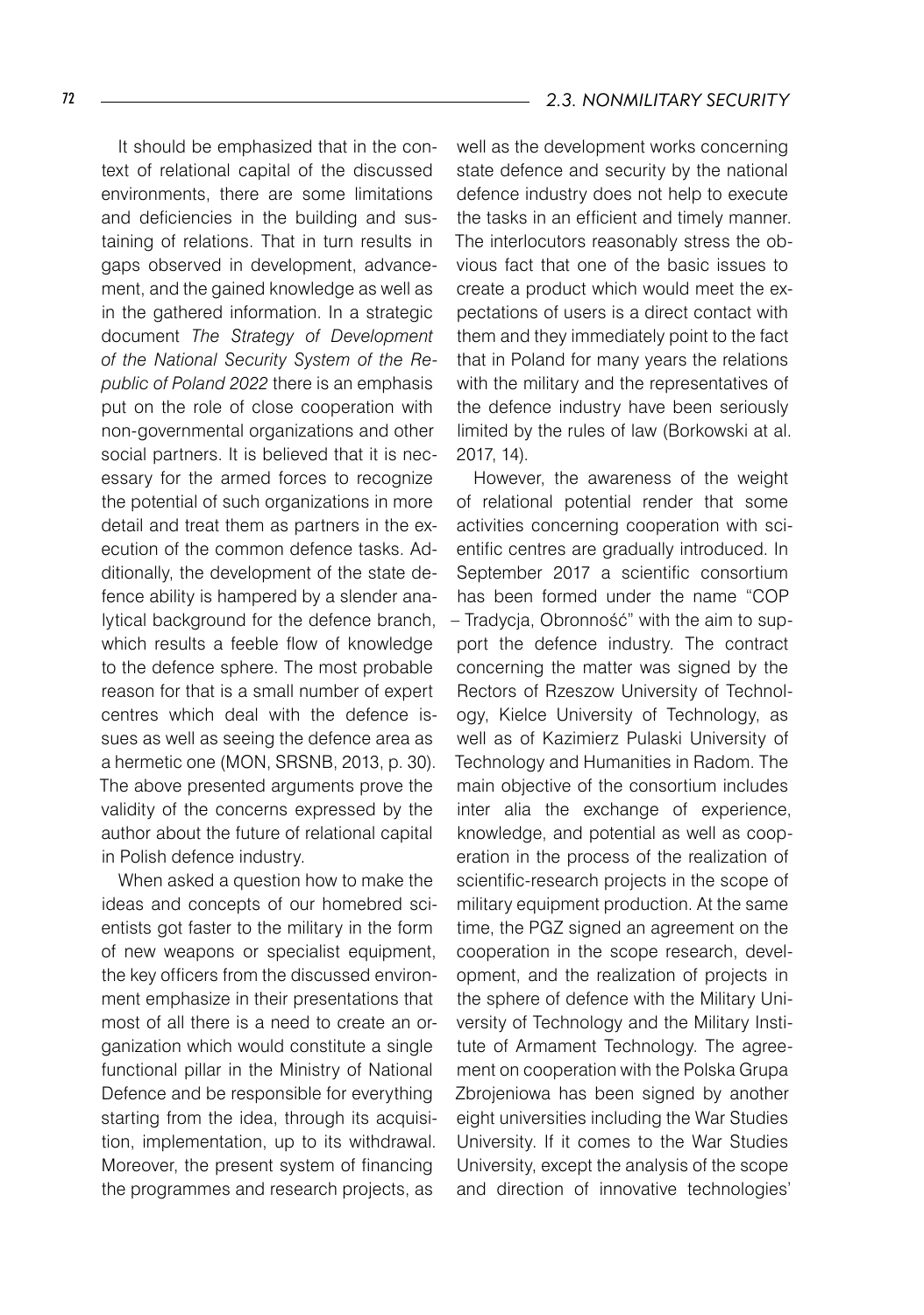It should be emphasized that in the context of relational capital of the discussed environments, there are some limitations and deficiencies in the building and sustaining of relations. That in turn results in gaps observed in development, advancement, and the gained knowledge as well as in the gathered information. In a strategic document *The Strategy of Development of the National Security System of the Republic of Poland 2022* there is an emphasis put on the role of close cooperation with non-governmental organizations and other social partners. It is believed that it is necessary for the armed forces to recognize the potential of such organizations in more detail and treat them as partners in the execution of the common defence tasks. Additionally, the development of the state defence ability is hampered by a slender analytical background for the defence branch, which results a feeble flow of knowledge to the defence sphere. The most probable reason for that is a small number of expert centres which deal with the defence issues as well as seeing the defence area as a hermetic one (MON, SRSNB, 2013, p. 30). The above presented arguments prove the validity of the concerns expressed by the author about the future of relational capital in Polish defence industry.

When asked a question how to make the ideas and concepts of our homebred scientists got faster to the military in the form of new weapons or specialist equipment, the key officers from the discussed environment emphasize in their presentations that most of all there is a need to create an organization which would constitute a single functional pillar in the Ministry of National Defence and be responsible for everything starting from the idea, through its acquisition, implementation, up to its withdrawal. Moreover, the present system of financing the programmes and research projects, as well as the development works concerning state defence and security by the national defence industry does not help to execute the tasks in an efficient and timely manner. The interlocutors reasonably stress the obvious fact that one of the basic issues to create a product which would meet the expectations of users is a direct contact with them and they immediately point to the fact that in Poland for many years the relations with the military and the representatives of the defence industry have been seriously limited by the rules of law (Borkowski at al. 2017, 14).

However, the awareness of the weight of relational potential render that some activities concerning cooperation with scientific centres are gradually introduced. In September 2017 a scientific consortium has been formed under the name "COP – Tradycja, Obronność" with the aim to support the defence industry. The contract concerning the matter was signed by the Rectors of Rzeszow University of Technology, Kielce University of Technology, as well as of Kazimierz Pulaski University of Technology and Humanities in Radom. The main objective of the consortium includes inter alia the exchange of experience, knowledge, and potential as well as cooperation in the process of the realization of scientific-research projects in the scope of military equipment production. At the same time, the PGZ signed an agreement on the cooperation in the scope research, development, and the realization of projects in the sphere of defence with the Military University of Technology and the Military Institute of Armament Technology. The agreement on cooperation with the Polska Grupa Zbrojeniowa has been signed by another eight universities including the War Studies University. If it comes to the War Studies University, except the analysis of the scope and direction of innovative technologies'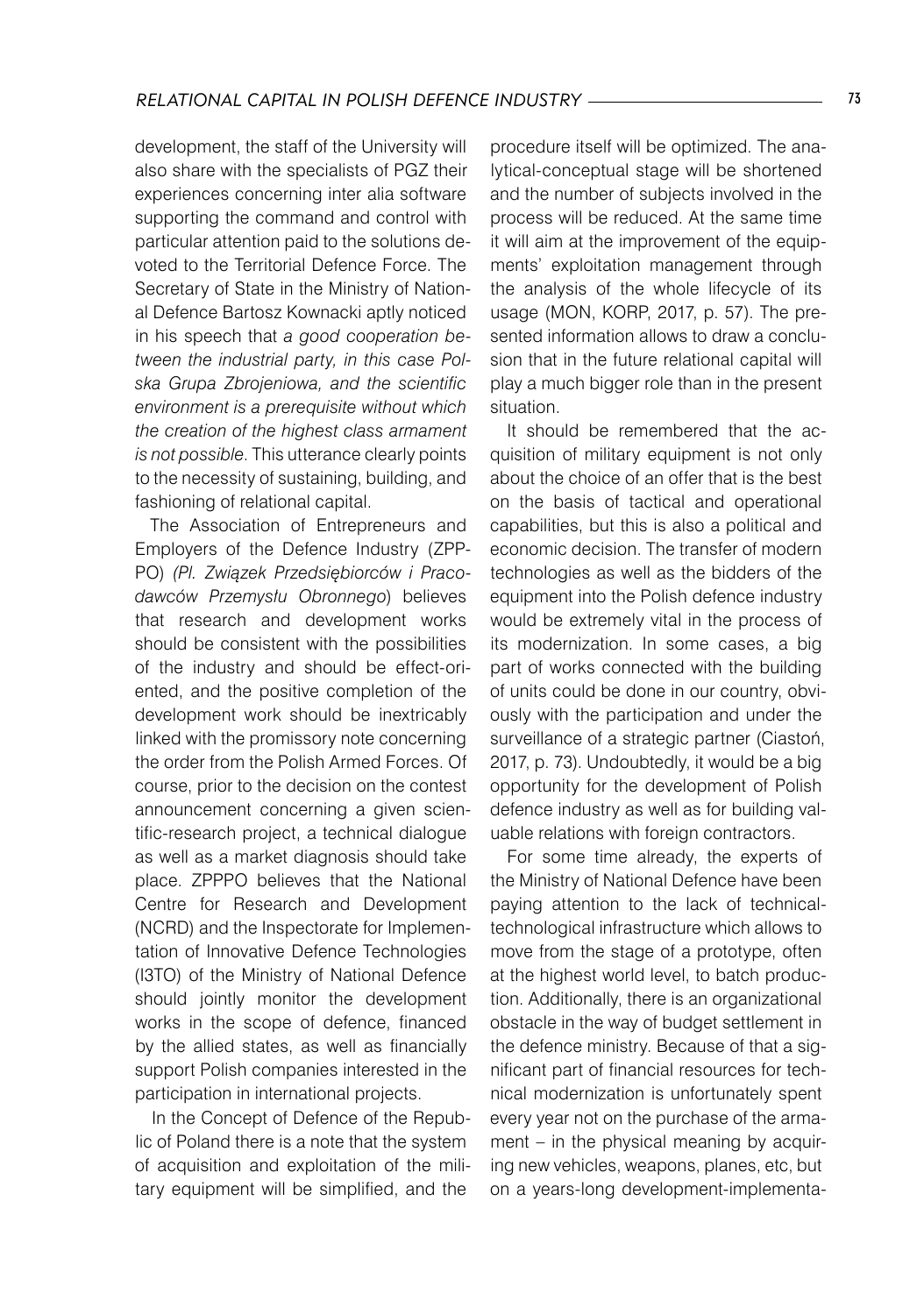development, the staff of the University will also share with the specialists of PGZ their experiences concerning inter alia software supporting the command and control with particular attention paid to the solutions devoted to the Territorial Defence Force. The Secretary of State in the Ministry of National Defence Bartosz Kownacki aptly noticed in his speech that *a good cooperation between the industrial party, in this case Polska Grupa Zbrojeniowa, and the scientific environment is a prerequisite without which the creation of the highest class armament is not possible*. This utterance clearly points to the necessity of sustaining, building, and fashioning of relational capital.

The Association of Entrepreneurs and Employers of the Defence Industry (ZPPPO) *(Pl. Związek Przedsiębiorców i Pracodawców Przemysłu Obronnego*) believes that research and development works should be consistent with the possibilities of the industry and should be effect-oriented, and the positive completion of the development work should be inextricably linked with the promissory note concerning the order from the Polish Armed Forces. Of course, prior to the decision on the contest announcement concerning a given scientific-research project, a technical dialogue as well as a market diagnosis should take place. ZPPPO believes that the National Centre for Research and Development (NCRD) and the Inspectorate for Implementation of Innovative Defence Technologies (I3TO) of the Ministry of National Defence should jointly monitor the development works in the scope of defence, financed by the allied states, as well as financially support Polish companies interested in the participation in international projects.

In the Concept of Defence of the Republic of Poland there is a note that the system of acquisition and exploitation of the military equipment will be simplified, and the procedure itself will be optimized. The analytical-conceptual stage will be shortened and the number of subjects involved in the process will be reduced. At the same time it will aim at the improvement of the equipments' exploitation management through the analysis of the whole lifecycle of its usage (MON, KORP, 2017, p. 57). The presented information allows to draw a conclusion that in the future relational capital will play a much bigger role than in the present situation.

It should be remembered that the acquisition of military equipment is not only about the choice of an offer that is the best on the basis of tactical and operational capabilities, but this is also a political and economic decision. The transfer of modern technologies as well as the bidders of the equipment into the Polish defence industry would be extremely vital in the process of its modernization. In some cases, a big part of works connected with the building of units could be done in our country, obviously with the participation and under the surveillance of a strategic partner (Ciastoń, 2017, p. 73). Undoubtedly, it would be a big opportunity for the development of Polish defence industry as well as for building valuable relations with foreign contractors.

For some time already, the experts of the Ministry of National Defence have been paying attention to the lack of technical-technological infrastructure which allows to move from the stage of a prototype, often at the highest world level, to batch production. Additionally, there is an organizational obstacle in the way of budget settlement in the defence ministry. Because of that a significant part of financial resources for technical modernization is unfortunately spent every year not on the purchase of the armament – in the physical meaning by acquiring new vehicles, weapons, planes, etc, but on a years-long development-implementa-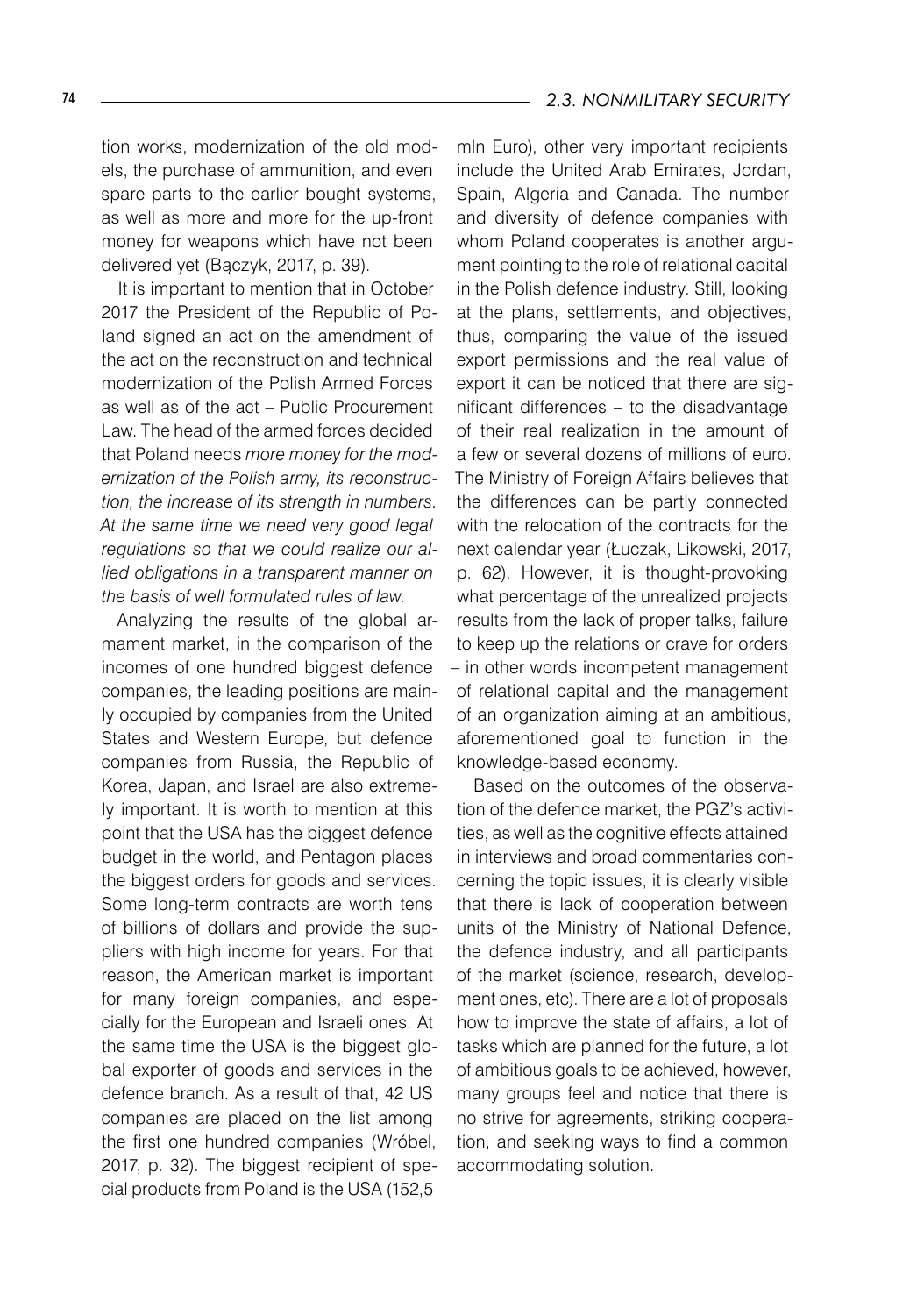tion works, modernization of the old models, the purchase of ammunition, and even spare parts to the earlier bought systems, as well as more and more for the up-front money for weapons which have not been delivered yet (Bączyk, 2017, p. 39).

It is important to mention that in October 2017 the President of the Republic of Poland signed an act on the amendment of the act on the reconstruction and technical modernization of the Polish Armed Forces as well as of the act – Public Procurement Law. The head of the armed forces decided that Poland needs *more money for the modernization of the Polish army, its reconstruction, the increase of its strength in numbers. At the same time we need very good legal regulations so that we could realize our allied obligations in a transparent manner on the basis of well formulated rules of law.*

Analyzing the results of the global armament market, in the comparison of the incomes of one hundred biggest defence companies, the leading positions are mainly occupied by companies from the United States and Western Europe, but defence companies from Russia, the Republic of Korea, Japan, and Israel are also extremely important. It is worth to mention at this point that the USA has the biggest defence budget in the world, and Pentagon places the biggest orders for goods and services. Some long-term contracts are worth tens of billions of dollars and provide the suppliers with high income for years. For that reason, the American market is important for many foreign companies, and especially for the European and Israeli ones. At the same time the USA is the biggest global exporter of goods and services in the defence branch. As a result of that, 42 US companies are placed on the list among the first one hundred companies (Wróbel, 2017, p. 32). The biggest recipient of special products from Poland is the USA (152,5 mln Euro), other very important recipients include the United Arab Emirates, Jordan, Spain, Algeria and Canada. The number and diversity of defence companies with whom Poland cooperates is another argument pointing to the role of relational capital in the Polish defence industry. Still, looking at the plans, settlements, and objectives, thus, comparing the value of the issued export permissions and the real value of export it can be noticed that there are significant differences – to the disadvantage of their real realization in the amount of a few or several dozens of millions of euro. The Ministry of Foreign Affairs believes that the differences can be partly connected with the relocation of the contracts for the next calendar year (Łuczak, Likowski, 2017, p. 62). However, it is thought-provoking what percentage of the unrealized projects results from the lack of proper talks, failure to keep up the relations or crave for orders – in other words incompetent management of relational capital and the management of an organization aiming at an ambitious, aforementioned goal to function in the knowledge-based economy.

Based on the outcomes of the observation of the defence market, the PGZ's activities, as well as the cognitive effects attained in interviews and broad commentaries concerning the topic issues, it is clearly visible that there is lack of cooperation between units of the Ministry of National Defence, the defence industry, and all participants of the market (science, research, development ones, etc). There are a lot of proposals how to improve the state of affairs, a lot of tasks which are planned for the future, a lot of ambitious goals to be achieved, however, many groups feel and notice that there is no strive for agreements, striking cooperation, and seeking ways to find a common accommodating solution.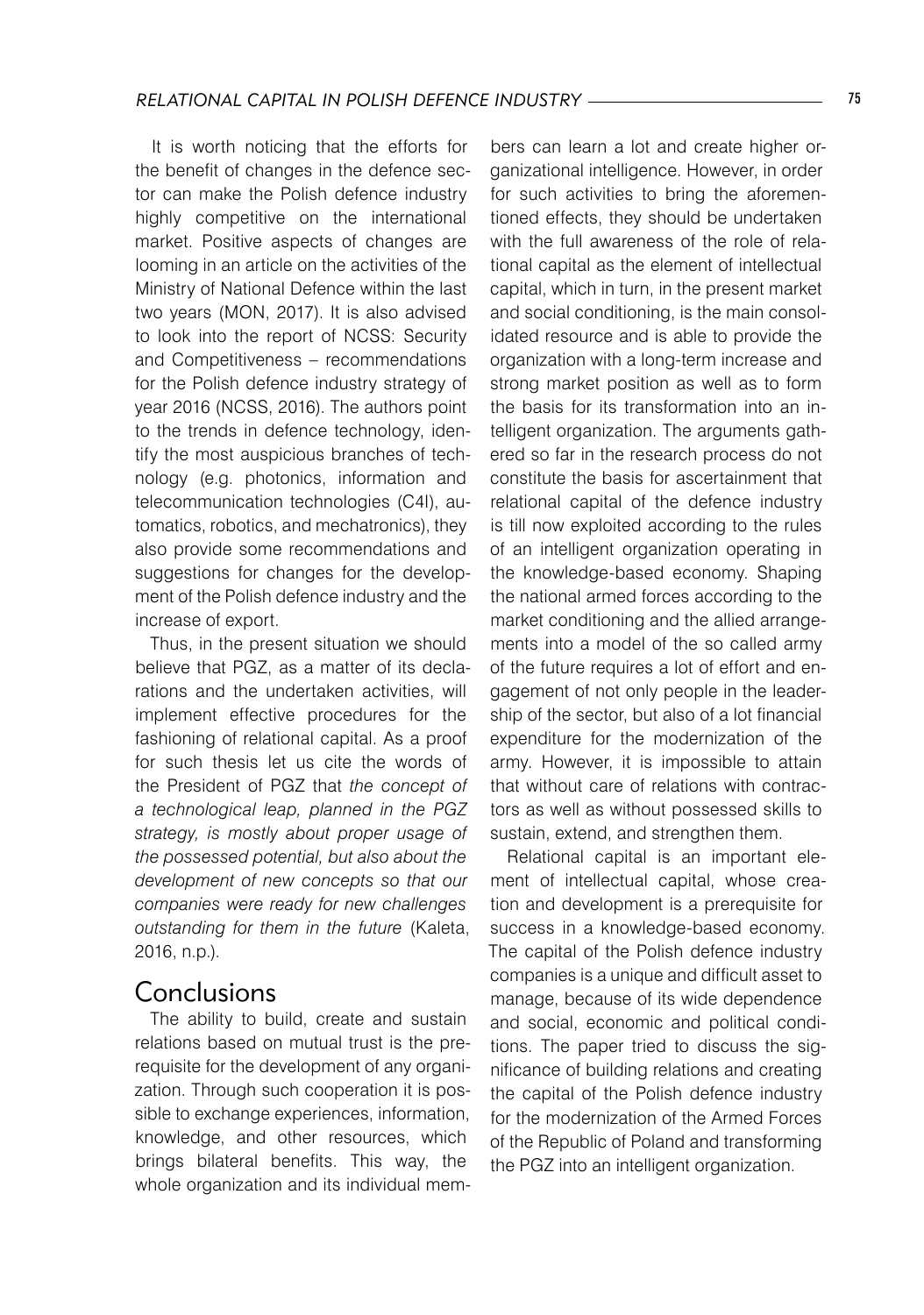It is worth noticing that the efforts for the benefit of changes in the defence sector can make the Polish defence industry highly competitive on the international market. Positive aspects of changes are looming in an article on the activities of the Ministry of National Defence within the last two years (MON, 2017). It is also advised to look into the report of NCSS: Security and Competitiveness – recommendations for the Polish defence industry strategy of year 2016 (NCSS, 2016). The authors point to the trends in defence technology, identify the most auspicious branches of technology (e.g. photonics, information and telecommunication technologies (C4I), automatics, robotics, and mechatronics), they also provide some recommendations and suggestions for changes for the development of the Polish defence industry and the increase of export.

Thus, in the present situation we should believe that PGZ, as a matter of its declarations and the undertaken activities, will implement effective procedures for the fashioning of relational capital. As a proof for such thesis let us cite the words of the President of PGZ that *the concept of a technological leap, planned in the PGZ strategy, is mostly about proper usage of the possessed potential, but also about the development of new concepts so that our companies were ready for new challenges outstanding for them in the future* (Kaleta, 2016, n.p.).

## Conclusions

The ability to build, create and sustain relations based on mutual trust is the prerequisite for the development of any organization. Through such cooperation it is possible to exchange experiences, information, knowledge, and other resources, which brings bilateral benefits. This way, the whole organization and its individual members can learn a lot and create higher organizational intelligence. However, in order for such activities to bring the aforementioned effects, they should be undertaken with the full awareness of the role of relational capital as the element of intellectual capital, which in turn, in the present market and social conditioning, is the main consolidated resource and is able to provide the organization with a long-term increase and strong market position as well as to form the basis for its transformation into an intelligent organization. The arguments gathered so far in the research process do not constitute the basis for ascertainment that relational capital of the defence industry is till now exploited according to the rules of an intelligent organization operating in the knowledge-based economy. Shaping the national armed forces according to the market conditioning and the allied arrangements into a model of the so called army of the future requires a lot of effort and engagement of not only people in the leadership of the sector, but also of a lot financial expenditure for the modernization of the army. However, it is impossible to attain that without care of relations with contractors as well as without possessed skills to sustain, extend, and strengthen them.

Relational capital is an important element of intellectual capital, whose creation and development is a prerequisite for success in a knowledge-based economy. The capital of the Polish defence industry companies is a unique and difficult asset to manage, because of its wide dependence and social, economic and political conditions. The paper tried to discuss the significance of building relations and creating the capital of the Polish defence industry for the modernization of the Armed Forces of the Republic of Poland and transforming the PGZ into an intelligent organization.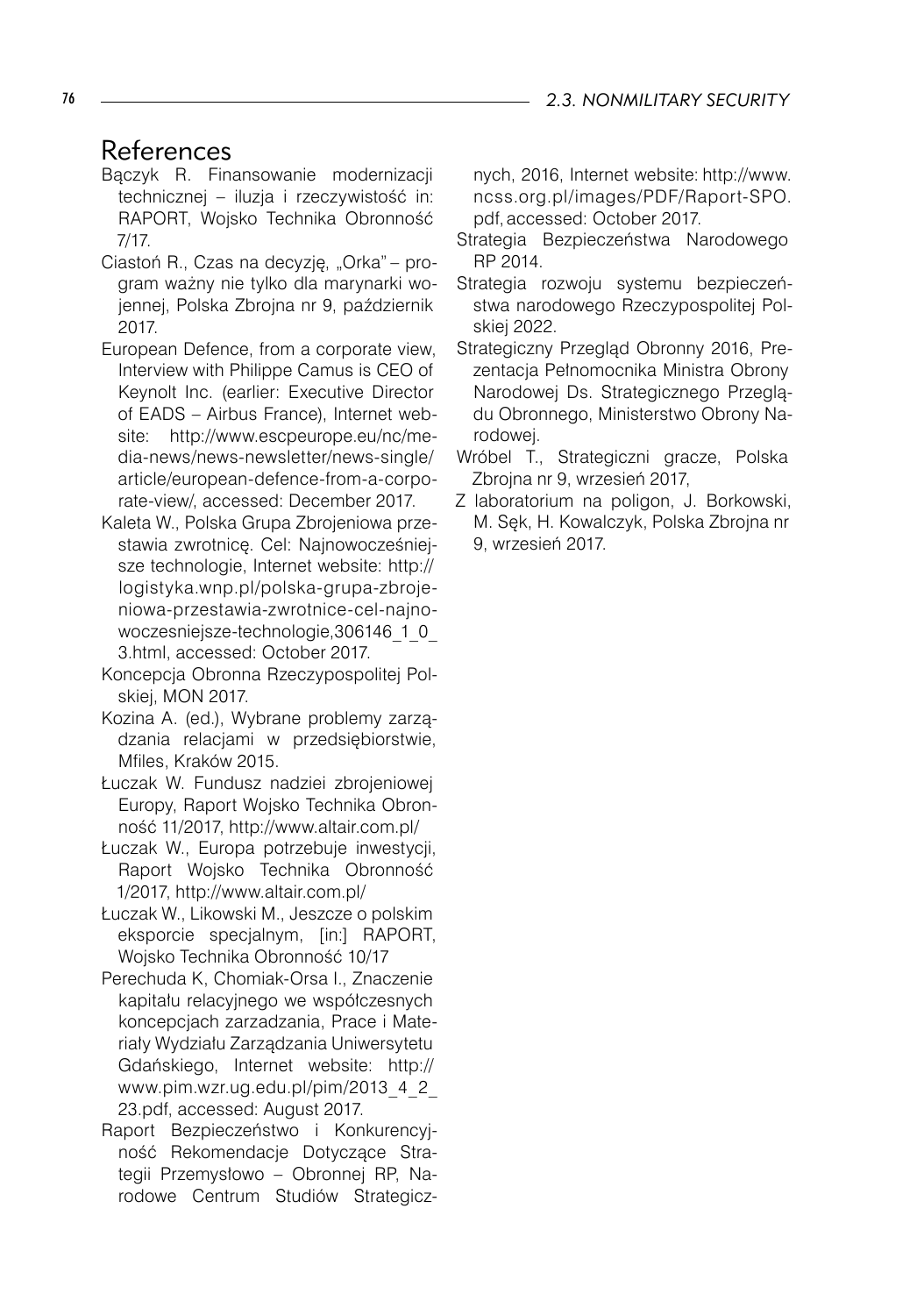# References

- Bączyk R. Finansowanie modernizacji technicznej – iluzja i rzeczywistość in: RAPORT, Wojsko Technika Obronność 7/17.
- Ciastoń R., Czas na decyzję, „Orka" – program ważny nie tylko dla marynarki wojennej, Polska Zbrojna nr 9, październik 2017.
- European Defence, from a corporate view, Interview with Philippe Camus is CEO of Keynolt Inc. (earlier: Executive Director of EADS – Airbus France), Internet website: http://www.escpeurope.eu/nc/media-news/news-newsletter/news-single/article/european-defence-from-a-corporate-view/, accessed: December 2017.
- Kaleta W., Polska Grupa Zbrojeniowa przestawia zwrotnicę. Cel: Najnowocześniejsze technologie, Internet website: http://logistyka.wnp.pl/polska-grupa-zbrojeniowa-przestawia-zwrotnice-cel-najnowoczesniejsze-technologie,306146_1_0_3.html, accessed: October 2017.
- Koncepcja Obronna Rzeczypospolitej Polskiej, MON 2017.
- Kozina A. (ed.), Wybrane problemy zarządzania relacjami w przedsiębiorstwie, Mfiles, Kraków 2015.
- Łuczak W. Fundusz nadziei zbrojeniowej Europy, Raport Wojsko Technika Obronność 11/2017, http://www.altair.com.pl/
- Łuczak W., Europa potrzebuje inwestycji, Raport Wojsko Technika Obronność 1/2017, http://www.altair.com.pl/
- Łuczak W., Likowski M., Jeszcze o polskim eksporcie specjalnym, [in:] RAPORT, Wojsko Technika Obronność 10/17
- Perechuda K, Chomiak-Orsa I., Znaczenie kapitału relacyjnego we współczesnych koncepcjach zarzadzania, Prace i Materiały Wydziału Zarządzania Uniwersytetu Gdańskiego, Internet website: http://www.pim.wzr.ug.edu.pl/pim/2013_4_2_23.pdf, accessed: August 2017.
- Raport Bezpieczeństwo i Konkurencyjność Rekomendacje Dotyczące Strategii Przemysłowo – Obronnej RP, Narodowe Centrum Studiów Strategicznych, 2016, Internet website: http://www.ncss.org.pl/images/PDF/Raport-SPO.pdf, accessed: October 2017.
- Strategia Bezpieczeństwa Narodowego RP 2014.
- Strategia rozwoju systemu bezpieczeństwa narodowego Rzeczypospolitej Polskiej 2022.
- Strategiczny Przegląd Obronny 2016, Prezentacja Pełnomocnika Ministra Obrony Narodowej Ds. Strategicznego Przeglądu Obronnego, Ministerstwo Obrony Narodowej.
- Wróbel T., Strategiczni gracze, Polska Zbrojna nr 9, wrzesień 2017,
- Z laboratorium na poligon, J. Borkowski, M. Sęk, H. Kowalczyk, Polska Zbrojna nr 9, wrzesień 2017.